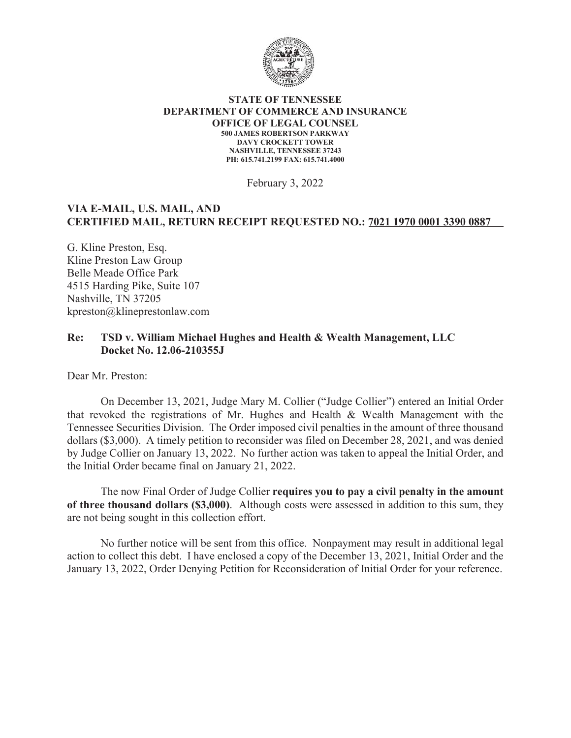**STATE OF TENNESSEE**
**DEPARTMENT OF COMMERCE AND INSURANCE**
**OFFICE OF LEGAL COUNSEL**
**500 JAMES ROBERTSON PARKWAY**
**DAVY CROCKETT TOWER**
**NASHVILLE, TENNESSEE 37243**
**PH: 615.741.2199 FAX: 615.741.4000**

February 3, 2022

**VIA E-MAIL, U.S. MAIL, AND**
**CERTIFIED MAIL, RETURN RECEIPT REQUESTED NO.: 7021 1970 0001 3390 0887**

G. Kline Preston, Esq.
Kline Preston Law Group
Belle Meade Office Park
4515 Harding Pike, Suite 107
Nashville, TN 37205
kpreston@klineprestonlaw.com

**Re: TSD v. William Michael Hughes and Health & Wealth Management, LLC**
**Docket No. 12.06-210355J**

Dear Mr. Preston:

On December 13, 2021, Judge Mary M. Collier ("Judge Collier") entered an Initial Order that revoked the registrations of Mr. Hughes and Health & Wealth Management with the Tennessee Securities Division. The Order imposed civil penalties in the amount of three thousand dollars ($3,000). A timely petition to reconsider was filed on December 28, 2021, and was denied by Judge Collier on January 13, 2022. No further action was taken to appeal the Initial Order, and the Initial Order became final on January 21, 2022.

The now Final Order of Judge Collier **requires you to pay a civil penalty in the amount of three thousand dollars ($3,000)**. Although costs were assessed in addition to this sum, they are not being sought in this collection effort.

No further notice will be sent from this office. Nonpayment may result in additional legal action to collect this debt. I have enclosed a copy of the December 13, 2021, Initial Order and the January 13, 2022, Order Denying Petition for Reconsideration of Initial Order for your reference.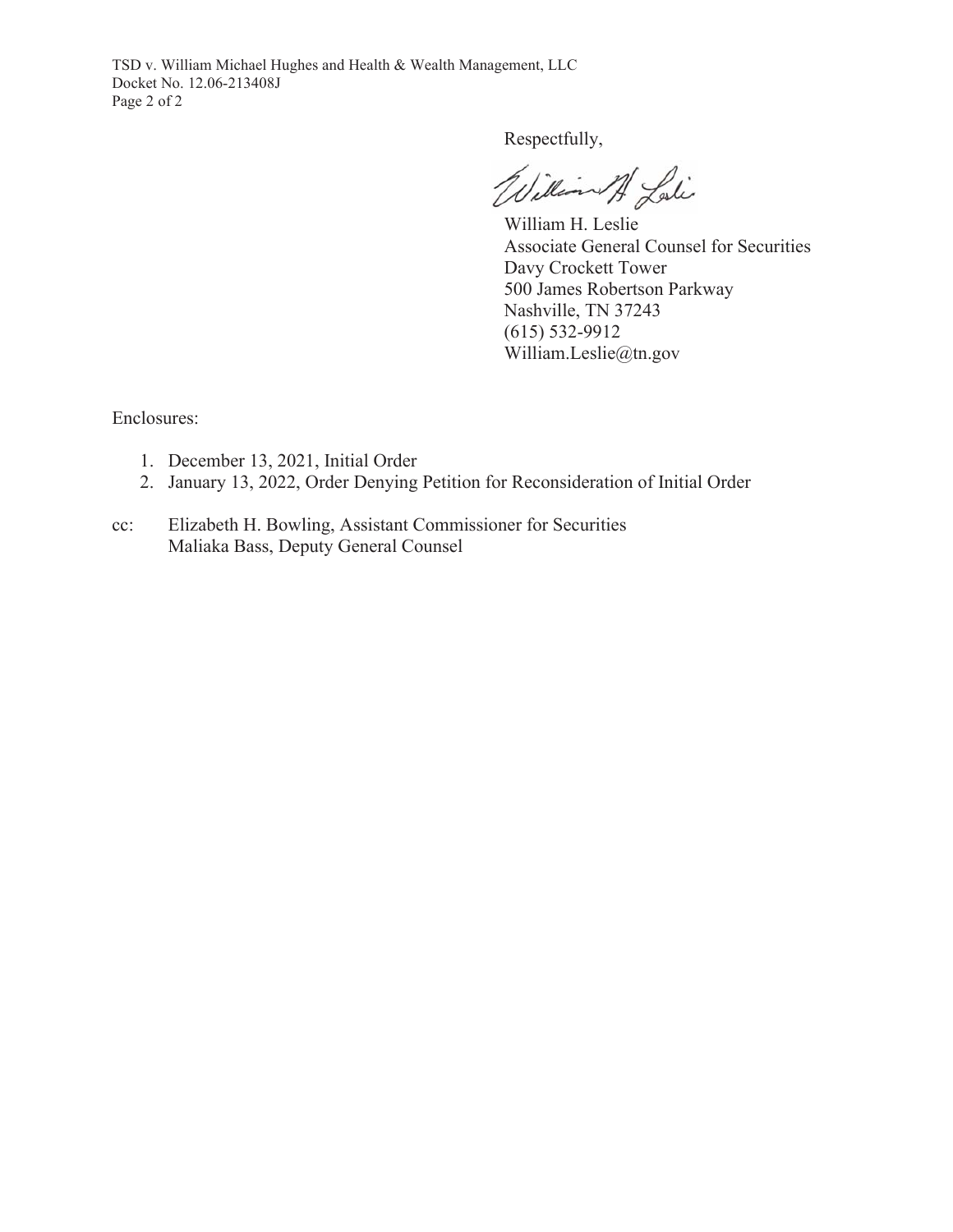Respectfully,

William H. Leslie
Associate General Counsel for Securities
Davy Crockett Tower
500 James Robertson Parkway
Nashville, TN 37243
(615) 532-9912
William.Leslie@tn.gov

Enclosures:

1. December 13, 2021, Initial Order
2. January 13, 2022, Order Denying Petition for Reconsideration of Initial Order

cc: Elizabeth H. Bowling, Assistant Commissioner for Securities
Maliaka Bass, Deputy General Counsel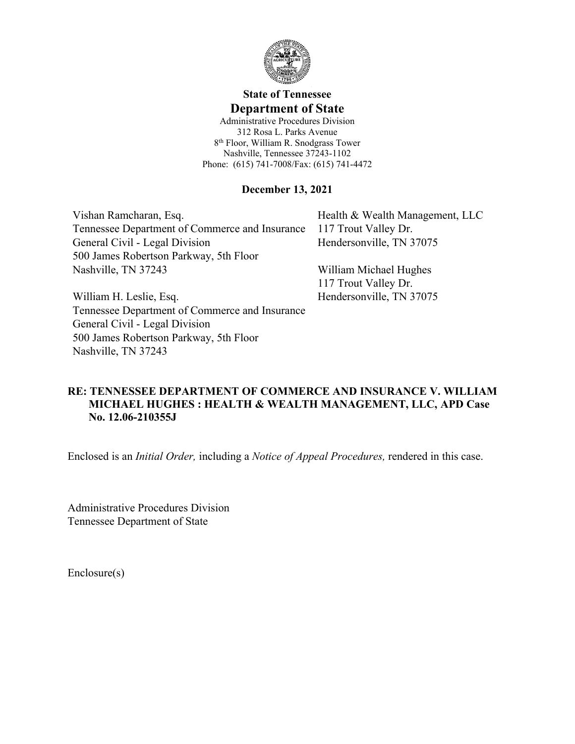**State of Tennessee**

**Department of State**

Administrative Procedures Division
312 Rosa L. Parks Avenue
8th Floor, William R. Snodgrass Tower
Nashville, Tennessee 37243-1102
Phone: (615) 741-7008/Fax: (615) 741-4472

**December 13, 2021**

Vishan Ramcharan, Esq.
Tennessee Department of Commerce and Insurance
General Civil - Legal Division
500 James Robertson Parkway, 5th Floor
Nashville, TN 37243

William H. Leslie, Esq.
Tennessee Department of Commerce and Insurance
General Civil - Legal Division
500 James Robertson Parkway, 5th Floor
Nashville, TN 37243

Health & Wealth Management, LLC
117 Trout Valley Dr.
Hendersonville, TN 37075

William Michael Hughes
117 Trout Valley Dr.
Hendersonville, TN 37075

**RE: TENNESSEE DEPARTMENT OF COMMERCE AND INSURANCE V. WILLIAM MICHAEL HUGHES : HEALTH & WEALTH MANAGEMENT, LLC, APD Case No. 12.06-210355J**

Enclosed is an *Initial Order,* including a *Notice of Appeal Procedures,* rendered in this case.

Administrative Procedures Division
Tennessee Department of State

Enclosure(s)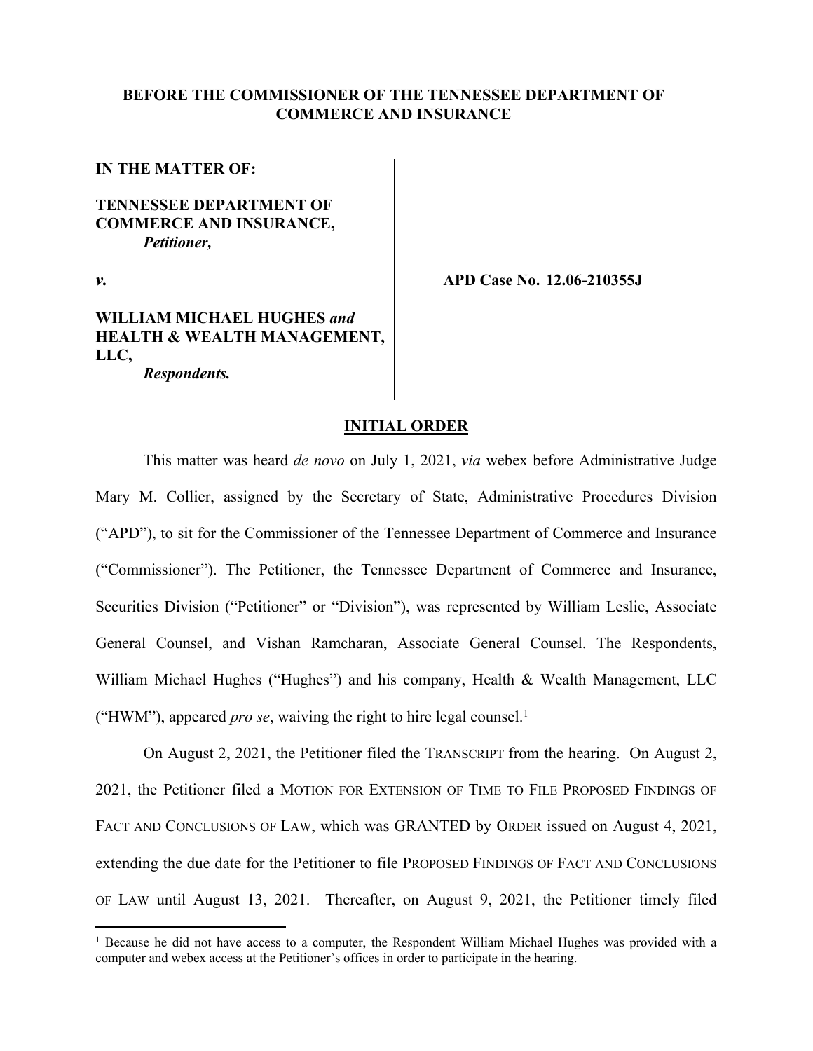**BEFORE THE COMMISSIONER OF THE TENNESSEE DEPARTMENT OF COMMERCE AND INSURANCE**

**IN THE MATTER OF:**

**TENNESSEE DEPARTMENT OF COMMERCE AND INSURANCE,**
***Petitioner,***

***v.*** **APD Case No. 12.06-210355J**

**WILLIAM MICHAEL HUGHES *and* HEALTH & WEALTH MANAGEMENT, LLC,**
***Respondents.***

## INITIAL ORDER

This matter was heard *de novo* on July 1, 2021, *via* webex before Administrative Judge Mary M. Collier, assigned by the Secretary of State, Administrative Procedures Division ("APD"), to sit for the Commissioner of the Tennessee Department of Commerce and Insurance ("Commissioner"). The Petitioner, the Tennessee Department of Commerce and Insurance, Securities Division ("Petitioner" or "Division"), was represented by William Leslie, Associate General Counsel, and Vishan Ramcharan, Associate General Counsel. The Respondents, William Michael Hughes ("Hughes") and his company, Health & Wealth Management, LLC ("HWM"), appeared *pro se*, waiving the right to hire legal counsel.[1]

On August 2, 2021, the Petitioner filed the TRANSCRIPT from the hearing. On August 2, 2021, the Petitioner filed a MOTION FOR EXTENSION OF TIME TO FILE PROPOSED FINDINGS OF FACT AND CONCLUSIONS OF LAW, which was GRANTED by ORDER issued on August 4, 2021, extending the due date for the Petitioner to file PROPOSED FINDINGS OF FACT AND CONCLUSIONS OF LAW until August 13, 2021. Thereafter, on August 9, 2021, the Petitioner timely filed

[1] Because he did not have access to a computer, the Respondent William Michael Hughes was provided with a computer and webex access at the Petitioner's offices in order to participate in the hearing.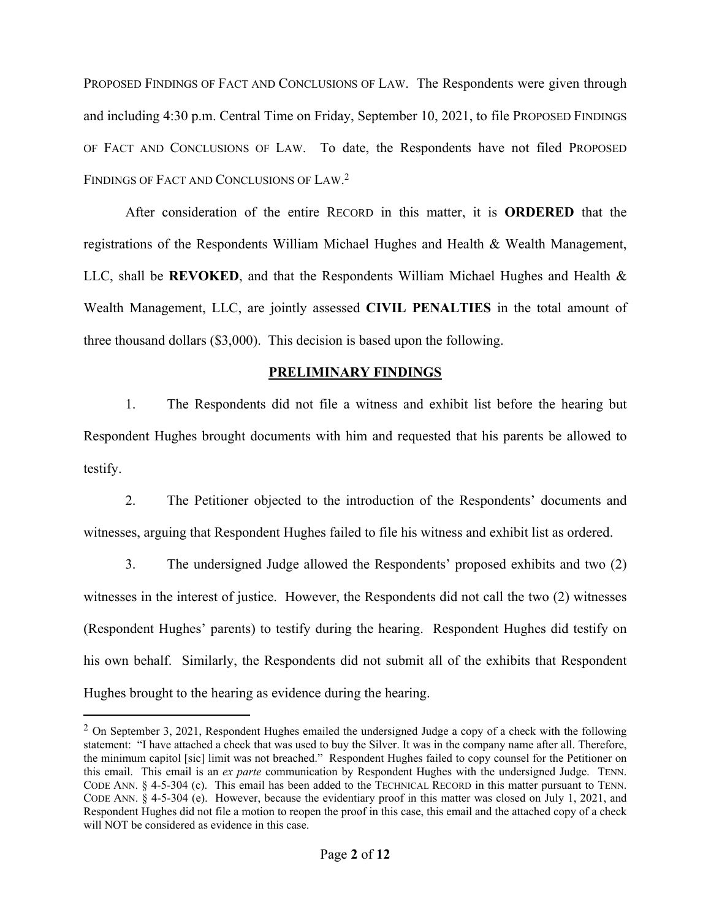PROPOSED FINDINGS OF FACT AND CONCLUSIONS OF LAW. The Respondents were given through and including 4:30 p.m. Central Time on Friday, September 10, 2021, to file PROPOSED FINDINGS OF FACT AND CONCLUSIONS OF LAW. To date, the Respondents have not filed PROPOSED FINDINGS OF FACT AND CONCLUSIONS OF LAW.[2]

After consideration of the entire RECORD in this matter, it is **ORDERED** that the registrations of the Respondents William Michael Hughes and Health & Wealth Management, LLC, shall be **REVOKED**, and that the Respondents William Michael Hughes and Health & Wealth Management, LLC, are jointly assessed **CIVIL PENALTIES** in the total amount of three thousand dollars ($3,000). This decision is based upon the following.

## PRELIMINARY FINDINGS

1. The Respondents did not file a witness and exhibit list before the hearing but Respondent Hughes brought documents with him and requested that his parents be allowed to testify.

2. The Petitioner objected to the introduction of the Respondents' documents and witnesses, arguing that Respondent Hughes failed to file his witness and exhibit list as ordered.

3. The undersigned Judge allowed the Respondents' proposed exhibits and two (2) witnesses in the interest of justice. However, the Respondents did not call the two (2) witnesses (Respondent Hughes' parents) to testify during the hearing. Respondent Hughes did testify on his own behalf. Similarly, the Respondents did not submit all of the exhibits that Respondent Hughes brought to the hearing as evidence during the hearing.

---

[2] On September 3, 2021, Respondent Hughes emailed the undersigned Judge a copy of a check with the following statement: "I have attached a check that was used to buy the Silver. It was in the company name after all. Therefore, the minimum capitol [sic] limit was not breached." Respondent Hughes failed to copy counsel for the Petitioner on this email. This email is an *ex parte* communication by Respondent Hughes with the undersigned Judge. TENN. CODE ANN. § 4-5-304 (c). This email has been added to the TECHNICAL RECORD in this matter pursuant to TENN. CODE ANN. § 4-5-304 (e). However, because the evidentiary proof in this matter was closed on July 1, 2021, and Respondent Hughes did not file a motion to reopen the proof in this case, this email and the attached copy of a check will NOT be considered as evidence in this case.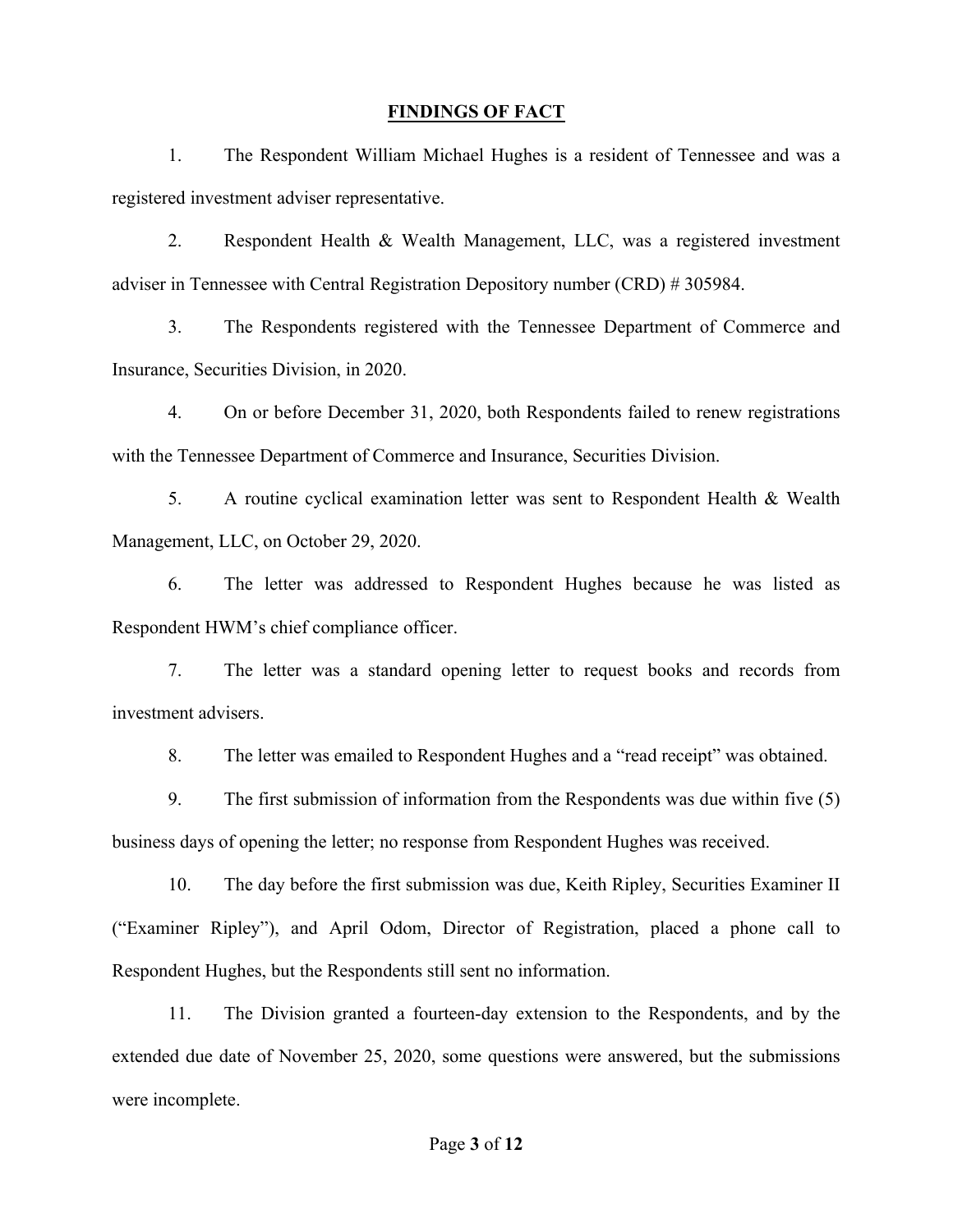## FINDINGS OF FACT

1. The Respondent William Michael Hughes is a resident of Tennessee and was a registered investment adviser representative.

2. Respondent Health & Wealth Management, LLC, was a registered investment adviser in Tennessee with Central Registration Depository number (CRD) # 305984.

3. The Respondents registered with the Tennessee Department of Commerce and Insurance, Securities Division, in 2020.

4. On or before December 31, 2020, both Respondents failed to renew registrations with the Tennessee Department of Commerce and Insurance, Securities Division.

5. A routine cyclical examination letter was sent to Respondent Health & Wealth Management, LLC, on October 29, 2020.

6. The letter was addressed to Respondent Hughes because he was listed as Respondent HWM's chief compliance officer.

7. The letter was a standard opening letter to request books and records from investment advisers.

8. The letter was emailed to Respondent Hughes and a "read receipt" was obtained.

9. The first submission of information from the Respondents was due within five (5) business days of opening the letter; no response from Respondent Hughes was received.

10. The day before the first submission was due, Keith Ripley, Securities Examiner II ("Examiner Ripley"), and April Odom, Director of Registration, placed a phone call to Respondent Hughes, but the Respondents still sent no information.

11. The Division granted a fourteen-day extension to the Respondents, and by the extended due date of November 25, 2020, some questions were answered, but the submissions were incomplete.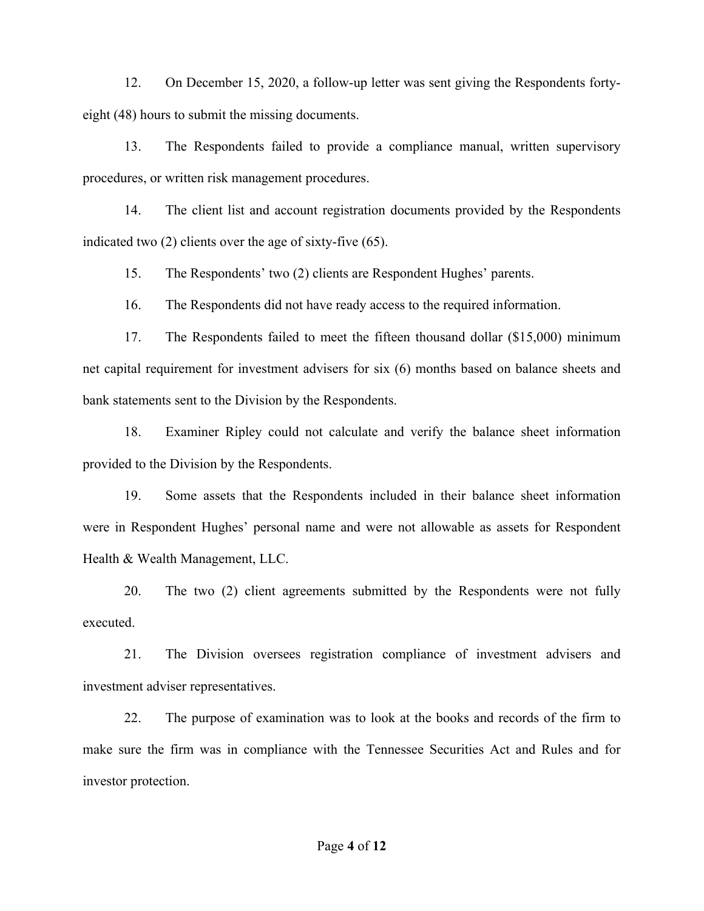12. On December 15, 2020, a follow-up letter was sent giving the Respondents forty-eight (48) hours to submit the missing documents.

13. The Respondents failed to provide a compliance manual, written supervisory procedures, or written risk management procedures.

14. The client list and account registration documents provided by the Respondents indicated two (2) clients over the age of sixty-five (65).

15. The Respondents' two (2) clients are Respondent Hughes' parents.

16. The Respondents did not have ready access to the required information.

17. The Respondents failed to meet the fifteen thousand dollar ($15,000) minimum net capital requirement for investment advisers for six (6) months based on balance sheets and bank statements sent to the Division by the Respondents.

18. Examiner Ripley could not calculate and verify the balance sheet information provided to the Division by the Respondents.

19. Some assets that the Respondents included in their balance sheet information were in Respondent Hughes' personal name and were not allowable as assets for Respondent Health & Wealth Management, LLC.

20. The two (2) client agreements submitted by the Respondents were not fully executed.

21. The Division oversees registration compliance of investment advisers and investment adviser representatives.

22. The purpose of examination was to look at the books and records of the firm to make sure the firm was in compliance with the Tennessee Securities Act and Rules and for investor protection.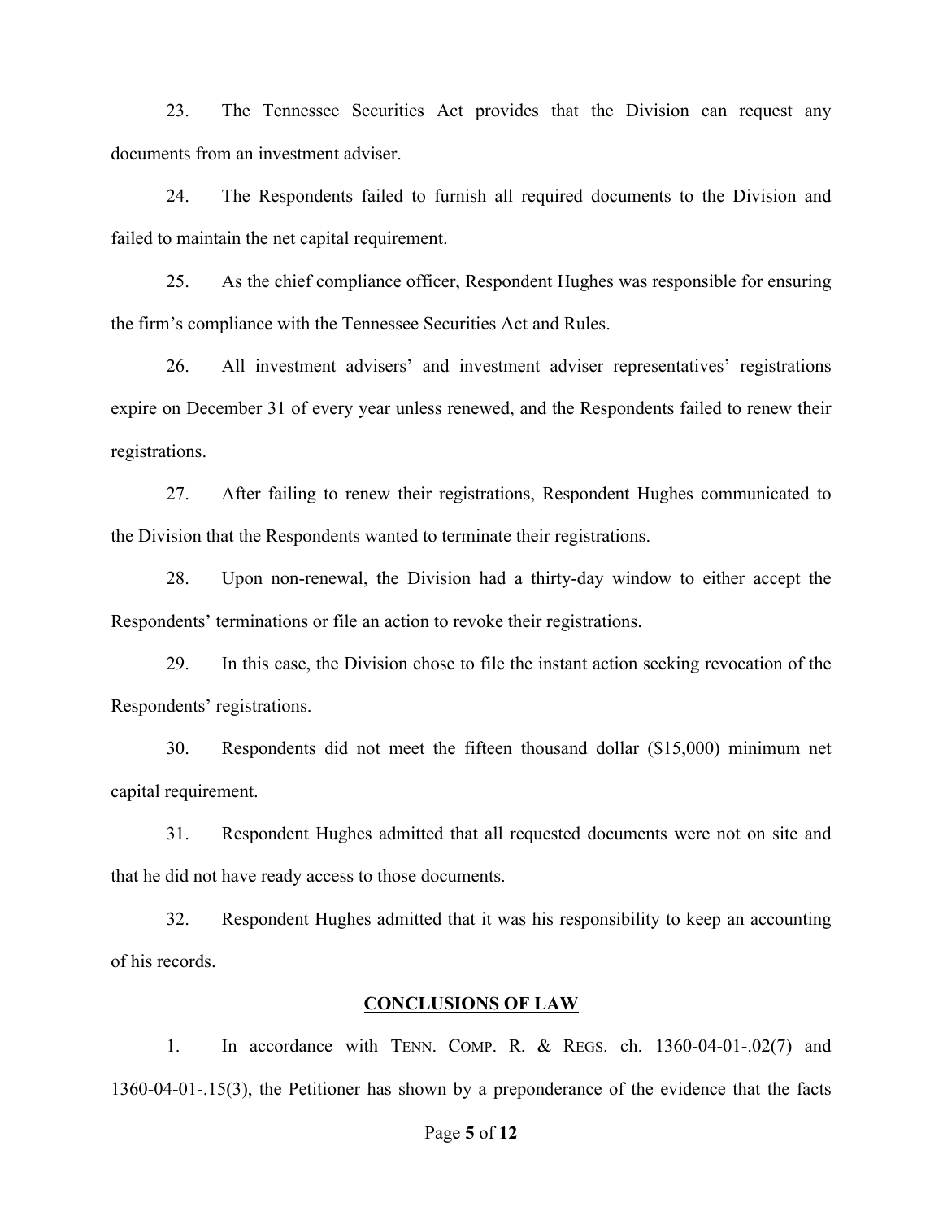23. The Tennessee Securities Act provides that the Division can request any documents from an investment adviser.

24. The Respondents failed to furnish all required documents to the Division and failed to maintain the net capital requirement.

25. As the chief compliance officer, Respondent Hughes was responsible for ensuring the firm's compliance with the Tennessee Securities Act and Rules.

26. All investment advisers' and investment adviser representatives' registrations expire on December 31 of every year unless renewed, and the Respondents failed to renew their registrations.

27. After failing to renew their registrations, Respondent Hughes communicated to the Division that the Respondents wanted to terminate their registrations.

28. Upon non-renewal, the Division had a thirty-day window to either accept the Respondents' terminations or file an action to revoke their registrations.

29. In this case, the Division chose to file the instant action seeking revocation of the Respondents' registrations.

30. Respondents did not meet the fifteen thousand dollar ($15,000) minimum net capital requirement.

31. Respondent Hughes admitted that all requested documents were not on site and that he did not have ready access to those documents.

32. Respondent Hughes admitted that it was his responsibility to keep an accounting of his records.

## CONCLUSIONS OF LAW

1. In accordance with TENN. COMP. R. & REGS. ch. 1360-04-01-.02(7) and 1360-04-01-.15(3), the Petitioner has shown by a preponderance of the evidence that the facts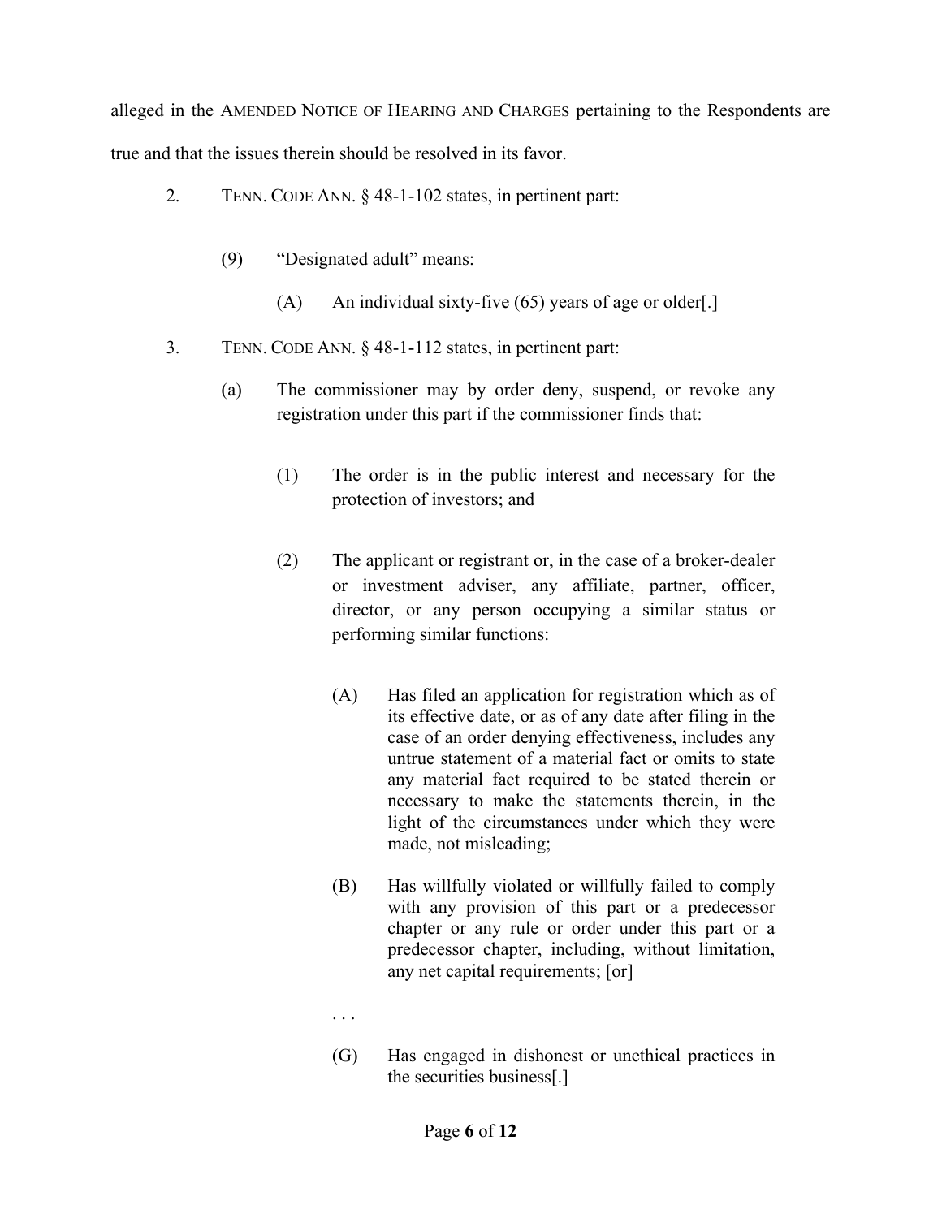alleged in the AMENDED NOTICE OF HEARING AND CHARGES pertaining to the Respondents are true and that the issues therein should be resolved in its favor.

2. TENN. CODE ANN. § 48-1-102 states, in pertinent part:

> (9) "Designated adult" means:
>
> > (A) An individual sixty-five (65) years of age or older[.]

3. TENN. CODE ANN. § 48-1-112 states, in pertinent part:

> (a) The commissioner may by order deny, suspend, or revoke any registration under this part if the commissioner finds that:
>
> > (1) The order is in the public interest and necessary for the protection of investors; and
> >
> > (2) The applicant or registrant or, in the case of a broker-dealer or investment adviser, any affiliate, partner, officer, director, or any person occupying a similar status or performing similar functions:
> >
> > > (A) Has filed an application for registration which as of its effective date, or as of any date after filing in the case of an order denying effectiveness, includes any untrue statement of a material fact or omits to state any material fact required to be stated therein or necessary to make the statements therein, in the light of the circumstances under which they were made, not misleading;
> > >
> > > (B) Has willfully violated or willfully failed to comply with any provision of this part or a predecessor chapter or any rule or order under this part or a predecessor chapter, including, without limitation, any net capital requirements; [or]
> > >
> > > . . .
> > >
> > > (G) Has engaged in dishonest or unethical practices in the securities business[.]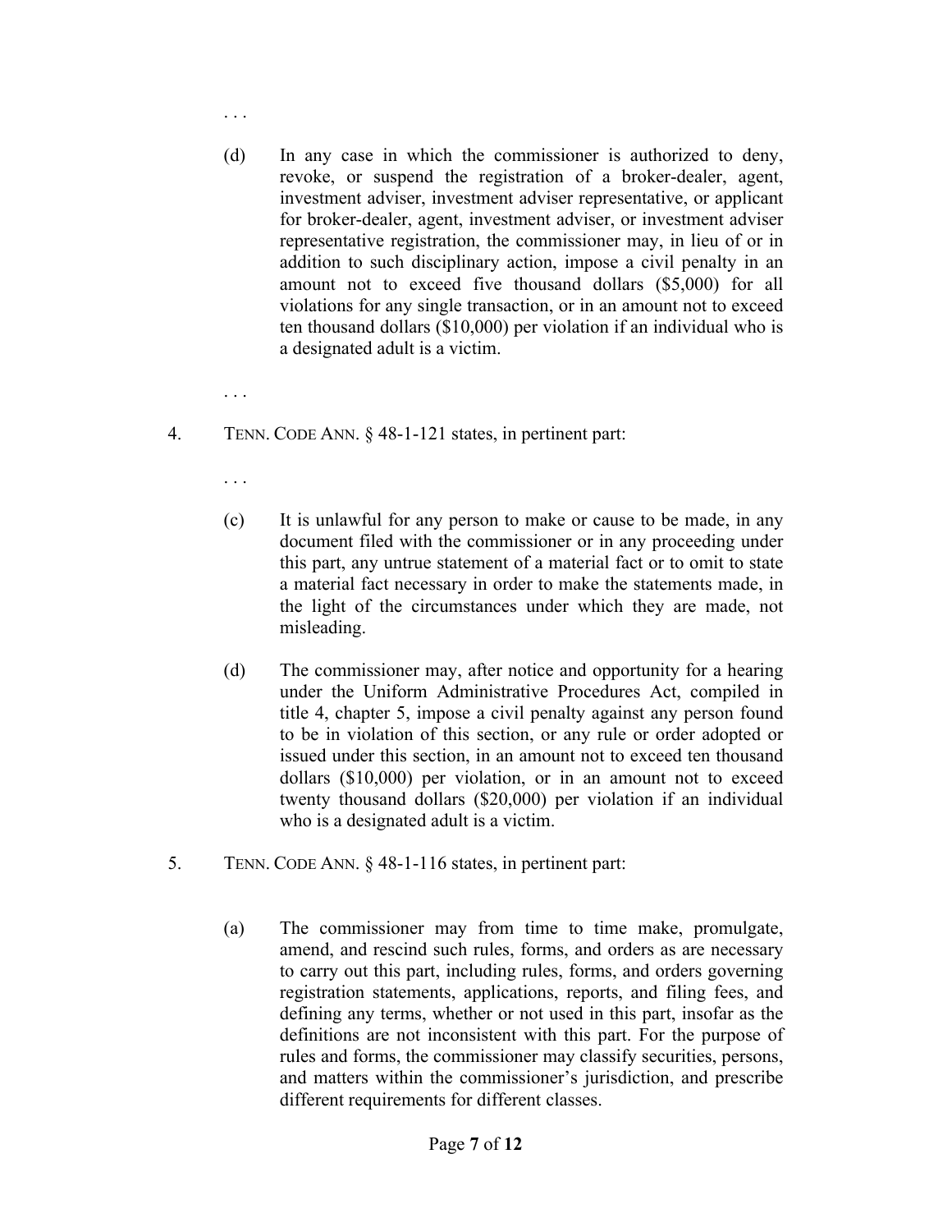. . .

(d) In any case in which the commissioner is authorized to deny, revoke, or suspend the registration of a broker-dealer, agent, investment adviser, investment adviser representative, or applicant for broker-dealer, agent, investment adviser, or investment adviser representative registration, the commissioner may, in lieu of or in addition to such disciplinary action, impose a civil penalty in an amount not to exceed five thousand dollars ($5,000) for all violations for any single transaction, or in an amount not to exceed ten thousand dollars ($10,000) per violation if an individual who is a designated adult is a victim.

. . .

4. TENN. CODE ANN. § 48-1-121 states, in pertinent part:

. . .

(c) It is unlawful for any person to make or cause to be made, in any document filed with the commissioner or in any proceeding under this part, any untrue statement of a material fact or to omit to state a material fact necessary in order to make the statements made, in the light of the circumstances under which they are made, not misleading.

(d) The commissioner may, after notice and opportunity for a hearing under the Uniform Administrative Procedures Act, compiled in title 4, chapter 5, impose a civil penalty against any person found to be in violation of this section, or any rule or order adopted or issued under this section, in an amount not to exceed ten thousand dollars ($10,000) per violation, or in an amount not to exceed twenty thousand dollars ($20,000) per violation if an individual who is a designated adult is a victim.

5. TENN. CODE ANN. § 48-1-116 states, in pertinent part:

(a) The commissioner may from time to time make, promulgate, amend, and rescind such rules, forms, and orders as are necessary to carry out this part, including rules, forms, and orders governing registration statements, applications, reports, and filing fees, and defining any terms, whether or not used in this part, insofar as the definitions are not inconsistent with this part. For the purpose of rules and forms, the commissioner may classify securities, persons, and matters within the commissioner's jurisdiction, and prescribe different requirements for different classes.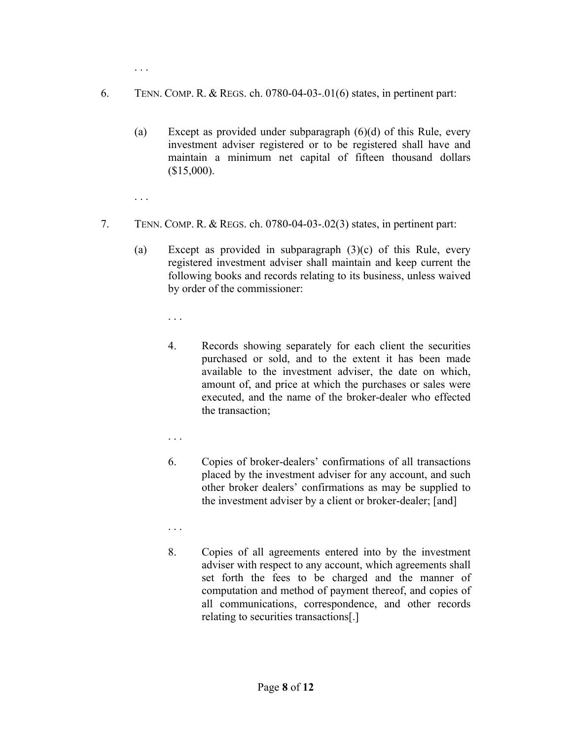. . .

6. TENN. COMP. R. & REGS. ch. 0780-04-03-.01(6) states, in pertinent part:

   (a) Except as provided under subparagraph (6)(d) of this Rule, every investment adviser registered or to be registered shall have and maintain a minimum net capital of fifteen thousand dollars ($15,000).

   . . .

7. TENN. COMP. R. & REGS. ch. 0780-04-03-.02(3) states, in pertinent part:

   (a) Except as provided in subparagraph (3)(c) of this Rule, every registered investment adviser shall maintain and keep current the following books and records relating to its business, unless waived by order of the commissioner:

      . . .

      4. Records showing separately for each client the securities purchased or sold, and to the extent it has been made available to the investment adviser, the date on which, amount of, and price at which the purchases or sales were executed, and the name of the broker-dealer who effected the transaction;

      . . .

      6. Copies of broker-dealers' confirmations of all transactions placed by the investment adviser for any account, and such other broker dealers' confirmations as may be supplied to the investment adviser by a client or broker-dealer; [and]

      . . .

      8. Copies of all agreements entered into by the investment adviser with respect to any account, which agreements shall set forth the fees to be charged and the manner of computation and method of payment thereof, and copies of all communications, correspondence, and other records relating to securities transactions[.]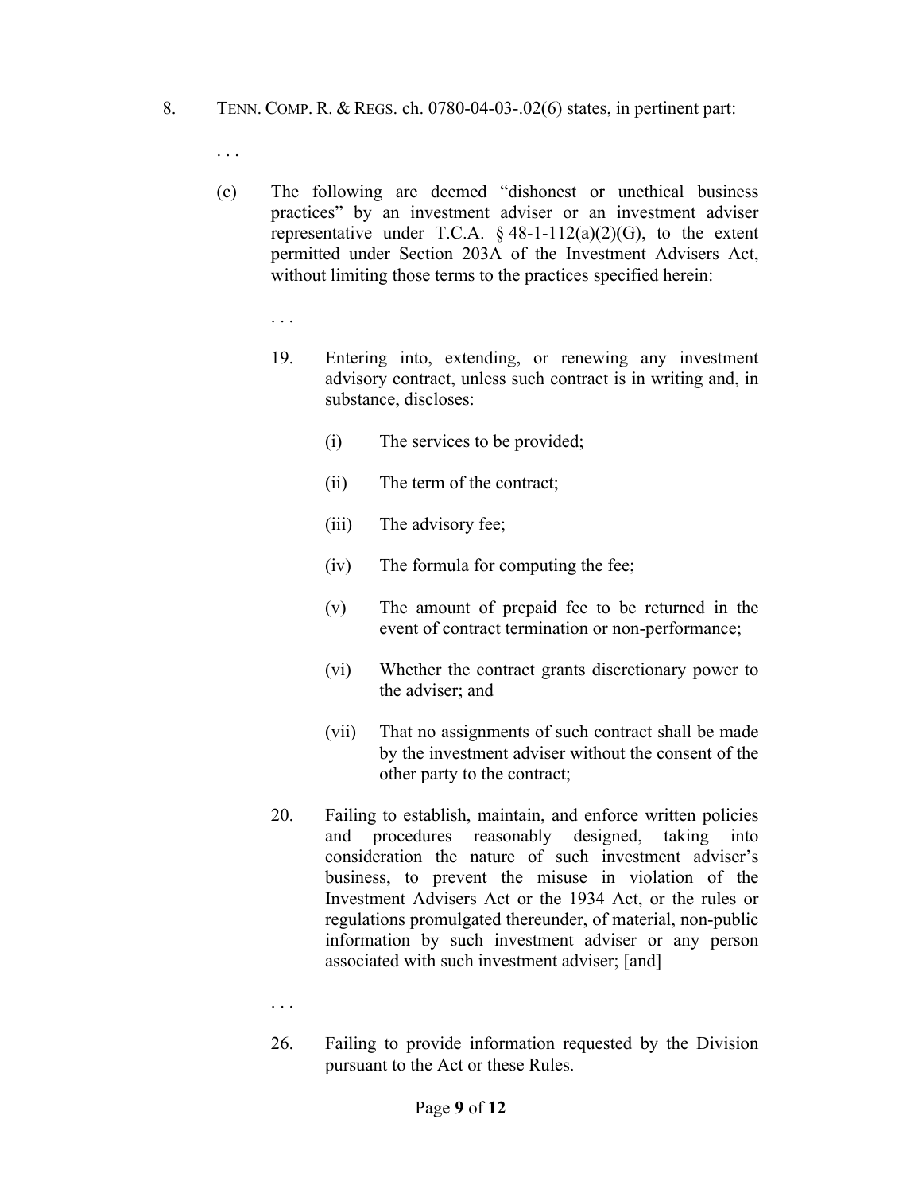8. TENN. COMP. R. & REGS. ch. 0780-04-03-.02(6) states, in pertinent part:

   . . .

   (c) The following are deemed "dishonest or unethical business practices" by an investment adviser or an investment adviser representative under T.C.A. § 48-1-112(a)(2)(G), to the extent permitted under Section 203A of the Investment Advisers Act, without limiting those terms to the practices specified herein:

   . . .

   19. Entering into, extending, or renewing any investment advisory contract, unless such contract is in writing and, in substance, discloses:

       (i) The services to be provided;

       (ii) The term of the contract;

       (iii) The advisory fee;

       (iv) The formula for computing the fee;

       (v) The amount of prepaid fee to be returned in the event of contract termination or non-performance;

       (vi) Whether the contract grants discretionary power to the adviser; and

       (vii) That no assignments of such contract shall be made by the investment adviser without the consent of the other party to the contract;

   20. Failing to establish, maintain, and enforce written policies and procedures reasonably designed, taking into consideration the nature of such investment adviser's business, to prevent the misuse in violation of the Investment Advisers Act or the 1934 Act, or the rules or regulations promulgated thereunder, of material, non-public information by such investment adviser or any person associated with such investment adviser; [and]

   . . .

   26. Failing to provide information requested by the Division pursuant to the Act or these Rules.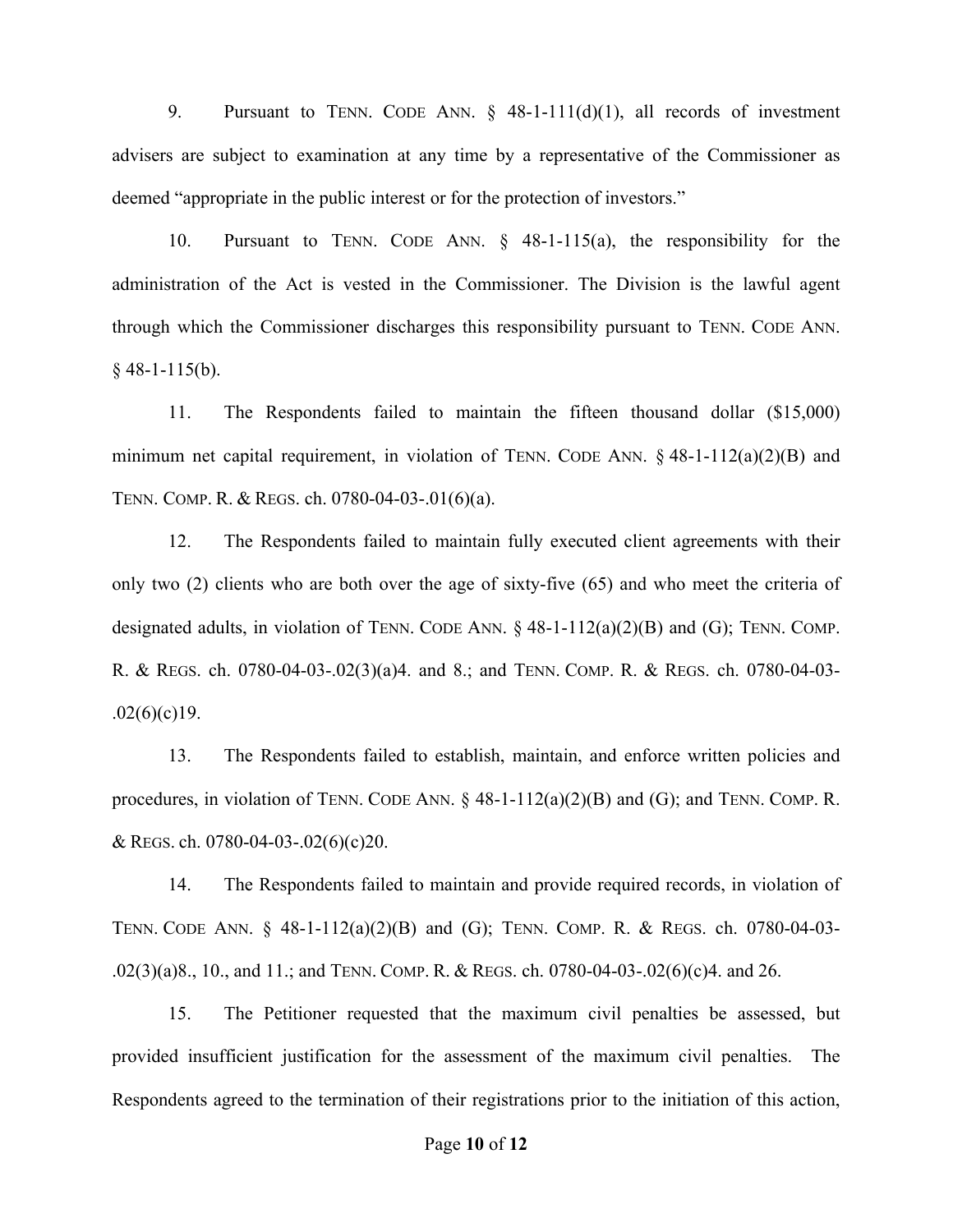9. Pursuant to TENN. CODE ANN. § 48-1-111(d)(1), all records of investment advisers are subject to examination at any time by a representative of the Commissioner as deemed "appropriate in the public interest or for the protection of investors."

10. Pursuant to TENN. CODE ANN. § 48-1-115(a), the responsibility for the administration of the Act is vested in the Commissioner. The Division is the lawful agent through which the Commissioner discharges this responsibility pursuant to TENN. CODE ANN. § 48-1-115(b).

11. The Respondents failed to maintain the fifteen thousand dollar ($15,000) minimum net capital requirement, in violation of TENN. CODE ANN. § 48-1-112(a)(2)(B) and TENN. COMP. R. & REGS. ch. 0780-04-03-.01(6)(a).

12. The Respondents failed to maintain fully executed client agreements with their only two (2) clients who are both over the age of sixty-five (65) and who meet the criteria of designated adults, in violation of TENN. CODE ANN. § 48-1-112(a)(2)(B) and (G); TENN. COMP. R. & REGS. ch. 0780-04-03-.02(3)(a)4. and 8.; and TENN. COMP. R. & REGS. ch. 0780-04-03-.02(6)(c)19.

13. The Respondents failed to establish, maintain, and enforce written policies and procedures, in violation of TENN. CODE ANN. § 48-1-112(a)(2)(B) and (G); and TENN. COMP. R. & REGS. ch. 0780-04-03-.02(6)(c)20.

14. The Respondents failed to maintain and provide required records, in violation of TENN. CODE ANN. § 48-1-112(a)(2)(B) and (G); TENN. COMP. R. & REGS. ch. 0780-04-03-.02(3)(a)8., 10., and 11.; and TENN. COMP. R. & REGS. ch. 0780-04-03-.02(6)(c)4. and 26.

15. The Petitioner requested that the maximum civil penalties be assessed, but provided insufficient justification for the assessment of the maximum civil penalties. The Respondents agreed to the termination of their registrations prior to the initiation of this action,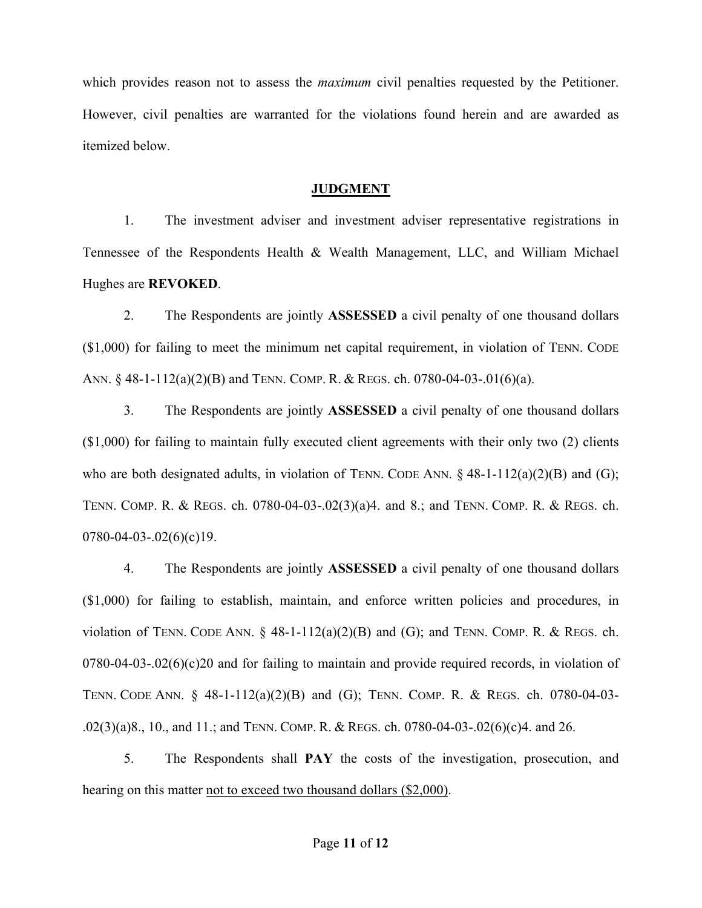which provides reason not to assess the *maximum* civil penalties requested by the Petitioner. However, civil penalties are warranted for the violations found herein and are awarded as itemized below.

## JUDGMENT

1. The investment adviser and investment adviser representative registrations in Tennessee of the Respondents Health & Wealth Management, LLC, and William Michael Hughes are **REVOKED**.

2. The Respondents are jointly **ASSESSED** a civil penalty of one thousand dollars ($1,000) for failing to meet the minimum net capital requirement, in violation of TENN. CODE ANN. § 48-1-112(a)(2)(B) and TENN. COMP. R. & REGS. ch. 0780-04-03-.01(6)(a).

3. The Respondents are jointly **ASSESSED** a civil penalty of one thousand dollars ($1,000) for failing to maintain fully executed client agreements with their only two (2) clients who are both designated adults, in violation of TENN. CODE ANN. § 48-1-112(a)(2)(B) and (G); TENN. COMP. R. & REGS. ch. 0780-04-03-.02(3)(a)4. and 8.; and TENN. COMP. R. & REGS. ch. 0780-04-03-.02(6)(c)19.

4. The Respondents are jointly **ASSESSED** a civil penalty of one thousand dollars ($1,000) for failing to establish, maintain, and enforce written policies and procedures, in violation of TENN. CODE ANN. § 48-1-112(a)(2)(B) and (G); and TENN. COMP. R. & REGS. ch. 0780-04-03-.02(6)(c)20 and for failing to maintain and provide required records, in violation of TENN. CODE ANN. § 48-1-112(a)(2)(B) and (G); TENN. COMP. R. & REGS. ch. 0780-04-03-.02(3)(a)8., 10., and 11.; and TENN. COMP. R. & REGS. ch. 0780-04-03-.02(6)(c)4. and 26.

5. The Respondents shall **PAY** the costs of the investigation, prosecution, and hearing on this matter <u>not to exceed two thousand dollars ($2,000)</u>.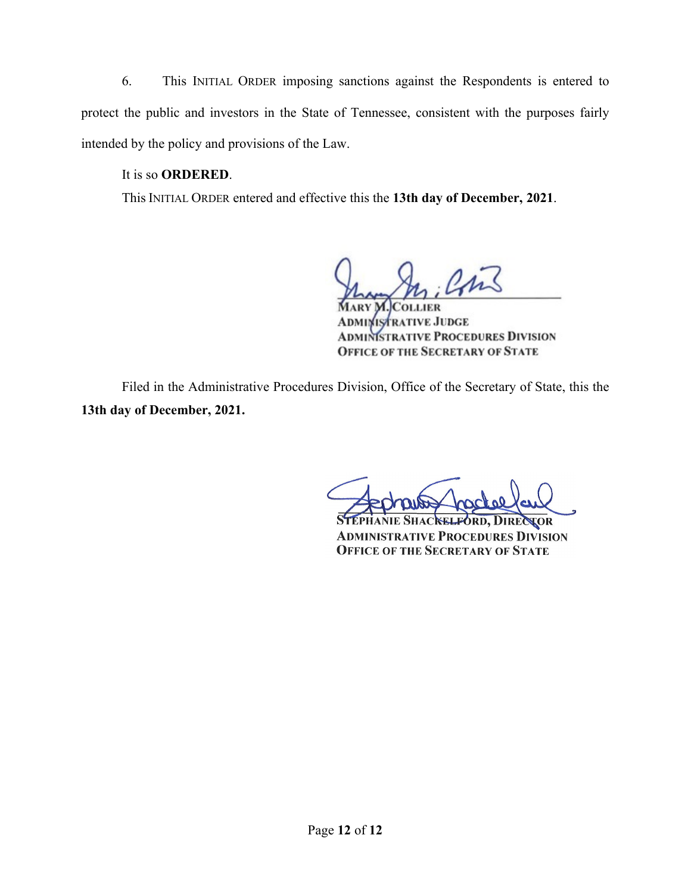6. This INITIAL ORDER imposing sanctions against the Respondents is entered to protect the public and investors in the State of Tennessee, consistent with the purposes fairly intended by the policy and provisions of the Law.

It is so **ORDERED**.

This INITIAL ORDER entered and effective this the **13th day of December, 2021**.

MARY M. COLLIER
ADMINISTRATIVE JUDGE
ADMINISTRATIVE PROCEDURES DIVISION
OFFICE OF THE SECRETARY OF STATE

Filed in the Administrative Procedures Division, Office of the Secretary of State, this the **13th day of December, 2021.**

STEPHANIE SHACKELFORD, DIRECTOR
ADMINISTRATIVE PROCEDURES DIVISION
OFFICE OF THE SECRETARY OF STATE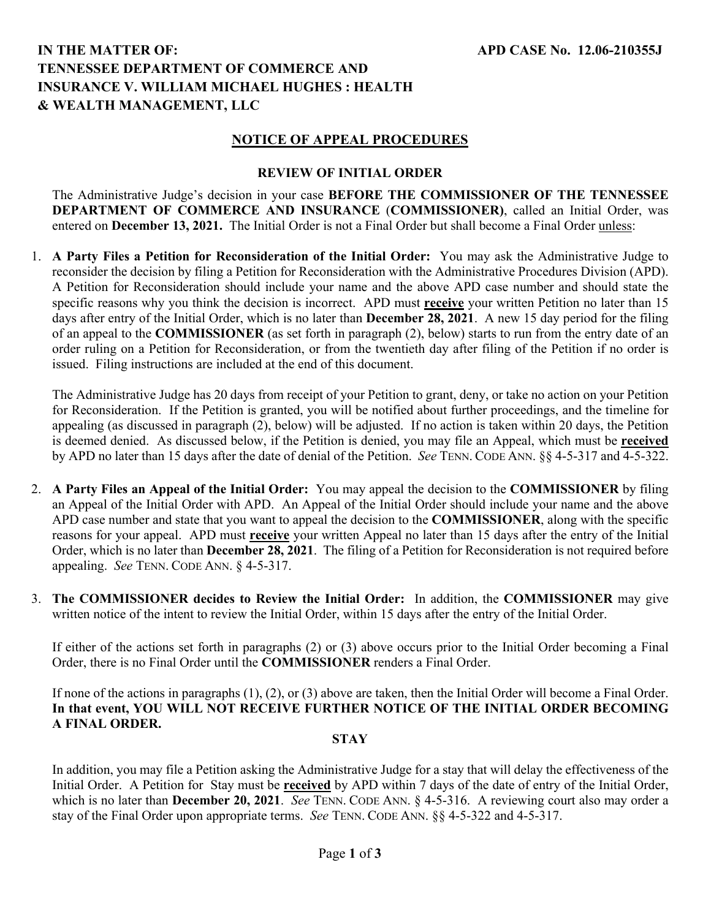**IN THE MATTER OF: TENNESSEE DEPARTMENT OF COMMERCE AND INSURANCE V. WILLIAM MICHAEL HUGHES : HEALTH & WEALTH MANAGEMENT, LLC**

**APD CASE No. 12.06-210355J**

## NOTICE OF APPEAL PROCEDURES

### REVIEW OF INITIAL ORDER

The Administrative Judge's decision in your case **BEFORE THE COMMISSIONER OF THE TENNESSEE DEPARTMENT OF COMMERCE AND INSURANCE** (**COMMISSIONER)**, called an Initial Order, was entered on **December 13, 2021.** The Initial Order is not a Final Order but shall become a Final Order unless:

1. **A Party Files a Petition for Reconsideration of the Initial Order:** You may ask the Administrative Judge to reconsider the decision by filing a Petition for Reconsideration with the Administrative Procedures Division (APD). A Petition for Reconsideration should include your name and the above APD case number and should state the specific reasons why you think the decision is incorrect. APD must **receive** your written Petition no later than 15 days after entry of the Initial Order, which is no later than **December 28, 2021**. A new 15 day period for the filing of an appeal to the **COMMISSIONER** (as set forth in paragraph (2), below) starts to run from the entry date of an order ruling on a Petition for Reconsideration, or from the twentieth day after filing of the Petition if no order is issued. Filing instructions are included at the end of this document.

   The Administrative Judge has 20 days from receipt of your Petition to grant, deny, or take no action on your Petition for Reconsideration. If the Petition is granted, you will be notified about further proceedings, and the timeline for appealing (as discussed in paragraph (2), below) will be adjusted. If no action is taken within 20 days, the Petition is deemed denied. As discussed below, if the Petition is denied, you may file an Appeal, which must be **received** by APD no later than 15 days after the date of denial of the Petition. *See* TENN. CODE ANN. §§ 4-5-317 and 4-5-322.

2. **A Party Files an Appeal of the Initial Order:** You may appeal the decision to the **COMMISSIONER** by filing an Appeal of the Initial Order with APD. An Appeal of the Initial Order should include your name and the above APD case number and state that you want to appeal the decision to the **COMMISSIONER**, along with the specific reasons for your appeal. APD must **receive** your written Appeal no later than 15 days after the entry of the Initial Order, which is no later than **December 28, 2021**. The filing of a Petition for Reconsideration is not required before appealing. *See* TENN. CODE ANN. § 4-5-317.

3. **The COMMISSIONER decides to Review the Initial Order:** In addition, the **COMMISSIONER** may give written notice of the intent to review the Initial Order, within 15 days after the entry of the Initial Order.

   If either of the actions set forth in paragraphs (2) or (3) above occurs prior to the Initial Order becoming a Final Order, there is no Final Order until the **COMMISSIONER** renders a Final Order.

   If none of the actions in paragraphs (1), (2), or (3) above are taken, then the Initial Order will become a Final Order. **In that event, YOU WILL NOT RECEIVE FURTHER NOTICE OF THE INITIAL ORDER BECOMING A FINAL ORDER.**

### STAY

In addition, you may file a Petition asking the Administrative Judge for a stay that will delay the effectiveness of the Initial Order. A Petition for Stay must be **received** by APD within 7 days of the date of entry of the Initial Order, which is no later than **December 20, 2021**. *See* TENN. CODE ANN. § 4-5-316. A reviewing court also may order a stay of the Final Order upon appropriate terms. *See* TENN. CODE ANN. §§ 4-5-322 and 4-5-317.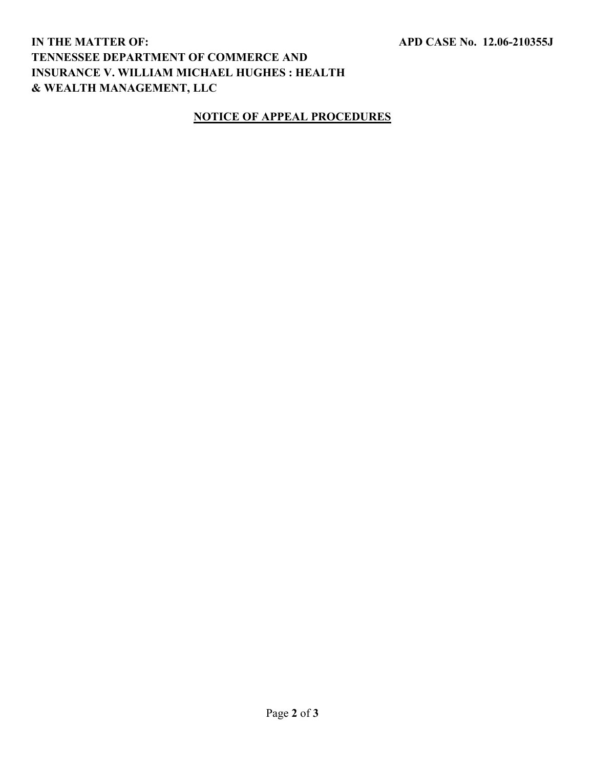**IN THE MATTER OF:**
**TENNESSEE DEPARTMENT OF COMMERCE AND INSURANCE V. WILLIAM MICHAEL HUGHES : HEALTH & WEALTH MANAGEMENT, LLC**

**APD CASE No. 12.06-210355J**

## NOTICE OF APPEAL PROCEDURES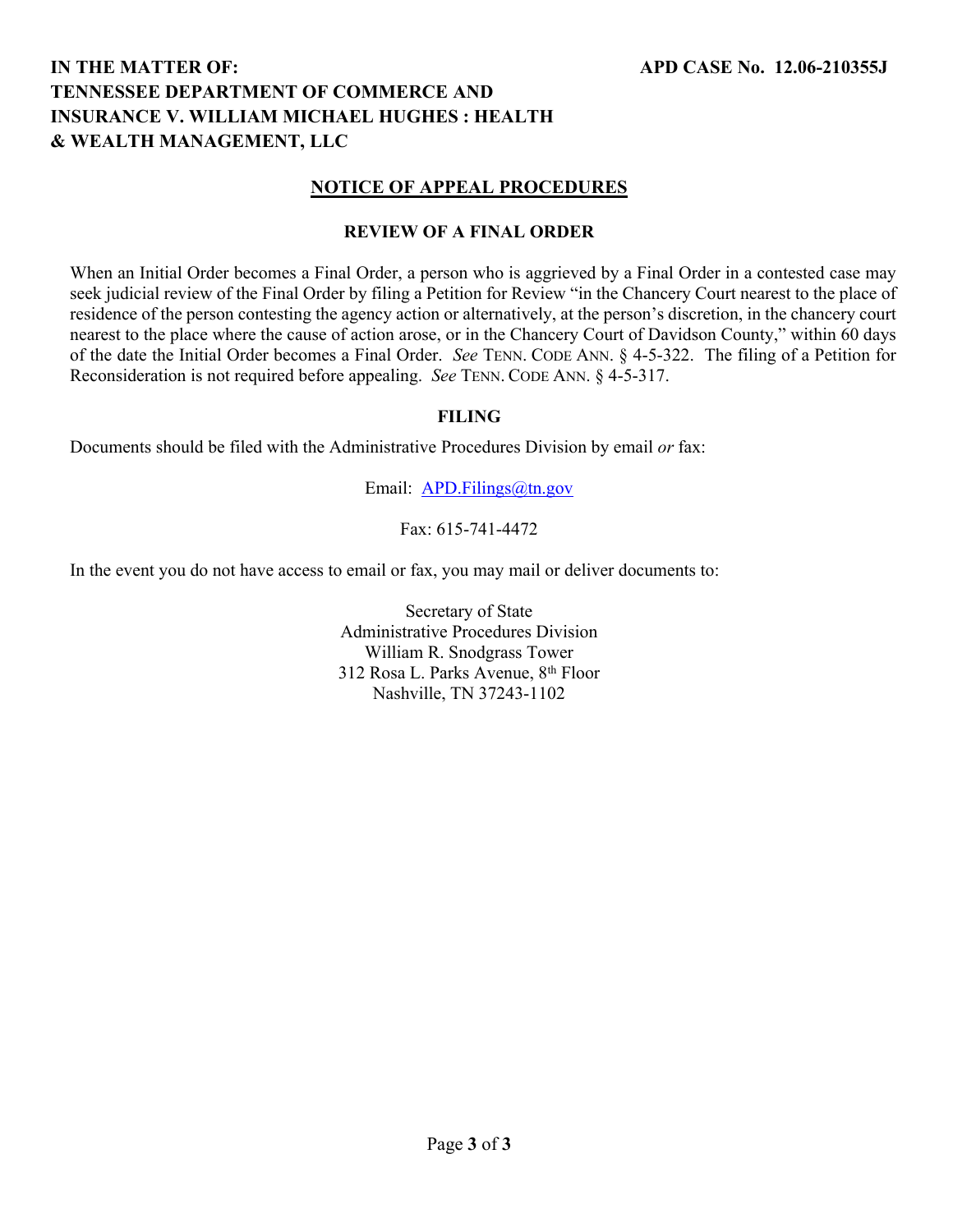**IN THE MATTER OF:**
**TENNESSEE DEPARTMENT OF COMMERCE AND INSURANCE V. WILLIAM MICHAEL HUGHES : HEALTH & WEALTH MANAGEMENT, LLC**

**APD CASE No. 12.06-210355J**

## NOTICE OF APPEAL PROCEDURES

### REVIEW OF A FINAL ORDER

When an Initial Order becomes a Final Order, a person who is aggrieved by a Final Order in a contested case may seek judicial review of the Final Order by filing a Petition for Review "in the Chancery Court nearest to the place of residence of the person contesting the agency action or alternatively, at the person's discretion, in the chancery court nearest to the place where the cause of action arose, or in the Chancery Court of Davidson County," within 60 days of the date the Initial Order becomes a Final Order. *See* TENN. CODE ANN. § 4-5-322. The filing of a Petition for Reconsideration is not required before appealing. *See* TENN. CODE ANN. § 4-5-317.

### FILING

Documents should be filed with the Administrative Procedures Division by email *or* fax:

Email: APD.Filings@tn.gov

Fax: 615-741-4472

In the event you do not have access to email or fax, you may mail or deliver documents to:

Secretary of State
Administrative Procedures Division
William R. Snodgrass Tower
312 Rosa L. Parks Avenue, 8th Floor
Nashville, TN 37243-1102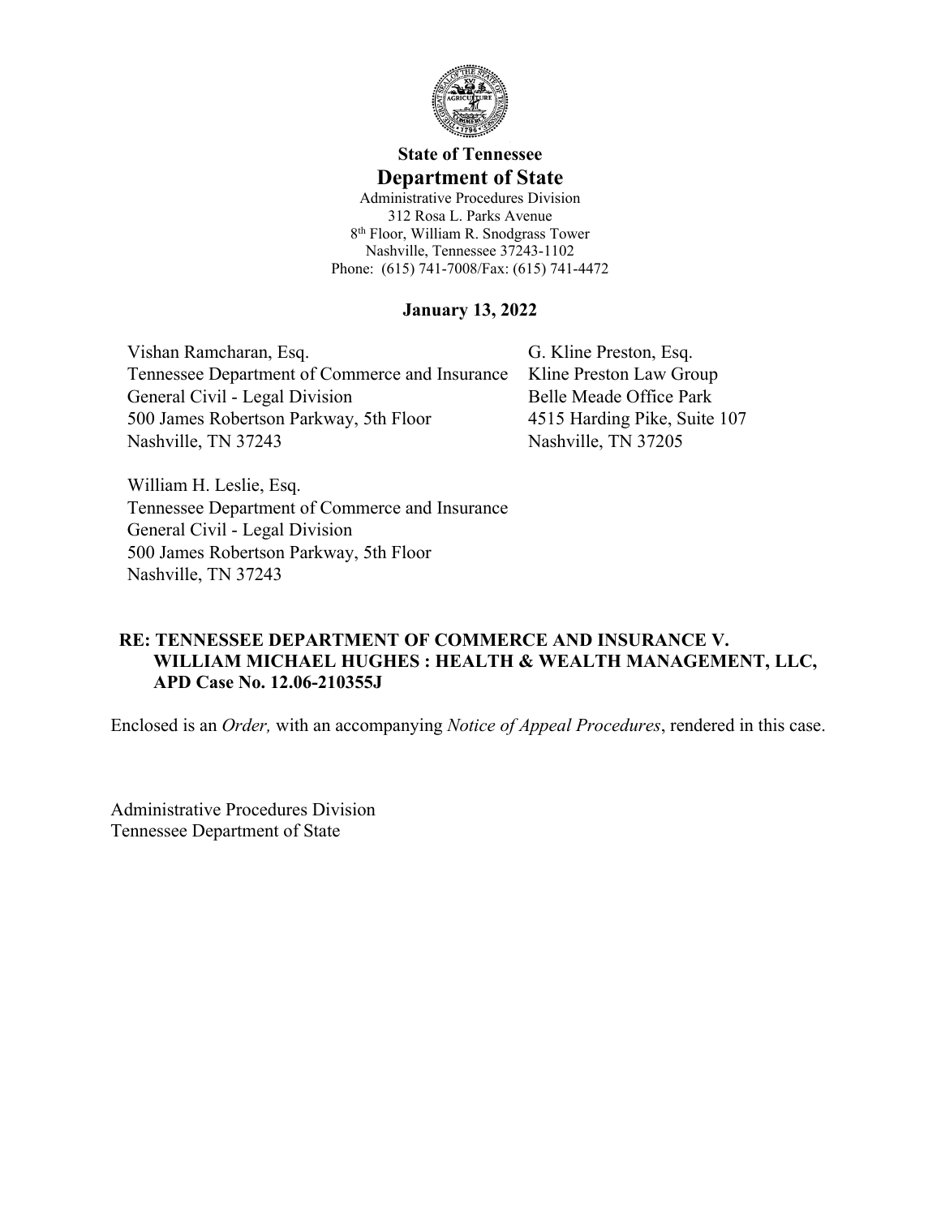**State of Tennessee**

## Department of State

Administrative Procedures Division
312 Rosa L. Parks Avenue
8th Floor, William R. Snodgrass Tower
Nashville, Tennessee 37243-1102
Phone: (615) 741-7008/Fax: (615) 741-4472

**January 13, 2022**

Vishan Ramcharan, Esq.
Tennessee Department of Commerce and Insurance
General Civil - Legal Division
500 James Robertson Parkway, 5th Floor
Nashville, TN 37243

G. Kline Preston, Esq.
Kline Preston Law Group
Belle Meade Office Park
4515 Harding Pike, Suite 107
Nashville, TN 37205

William H. Leslie, Esq.
Tennessee Department of Commerce and Insurance
General Civil - Legal Division
500 James Robertson Parkway, 5th Floor
Nashville, TN 37243

**RE: TENNESSEE DEPARTMENT OF COMMERCE AND INSURANCE V. WILLIAM MICHAEL HUGHES : HEALTH & WEALTH MANAGEMENT, LLC, APD Case No. 12.06-210355J**

Enclosed is an *Order,* with an accompanying *Notice of Appeal Procedures*, rendered in this case.

Administrative Procedures Division
Tennessee Department of State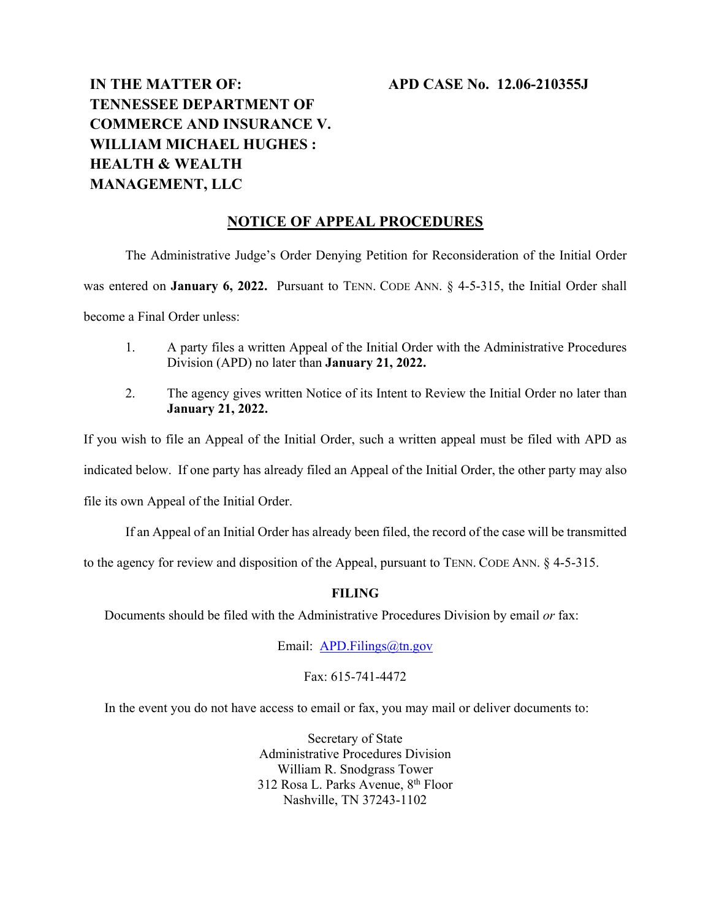**IN THE MATTER OF: TENNESSEE DEPARTMENT OF COMMERCE AND INSURANCE V. WILLIAM MICHAEL HUGHES : HEALTH & WEALTH MANAGEMENT, LLC**

**APD CASE No. 12.06-210355J**

## NOTICE OF APPEAL PROCEDURES

The Administrative Judge's Order Denying Petition for Reconsideration of the Initial Order was entered on **January 6, 2022.** Pursuant to TENN. CODE ANN. § 4-5-315, the Initial Order shall become a Final Order unless:

1. A party files a written Appeal of the Initial Order with the Administrative Procedures Division (APD) no later than **January 21, 2022.**
2. The agency gives written Notice of its Intent to Review the Initial Order no later than **January 21, 2022.**

If you wish to file an Appeal of the Initial Order, such a written appeal must be filed with APD as indicated below. If one party has already filed an Appeal of the Initial Order, the other party may also file its own Appeal of the Initial Order.

If an Appeal of an Initial Order has already been filed, the record of the case will be transmitted to the agency for review and disposition of the Appeal, pursuant to TENN. CODE ANN. § 4-5-315.

**FILING**

Documents should be filed with the Administrative Procedures Division by email *or* fax:

Email: APD.Filings@tn.gov

Fax: 615-741-4472

In the event you do not have access to email or fax, you may mail or deliver documents to:

Secretary of State
Administrative Procedures Division
William R. Snodgrass Tower
312 Rosa L. Parks Avenue, 8th Floor
Nashville, TN 37243-1102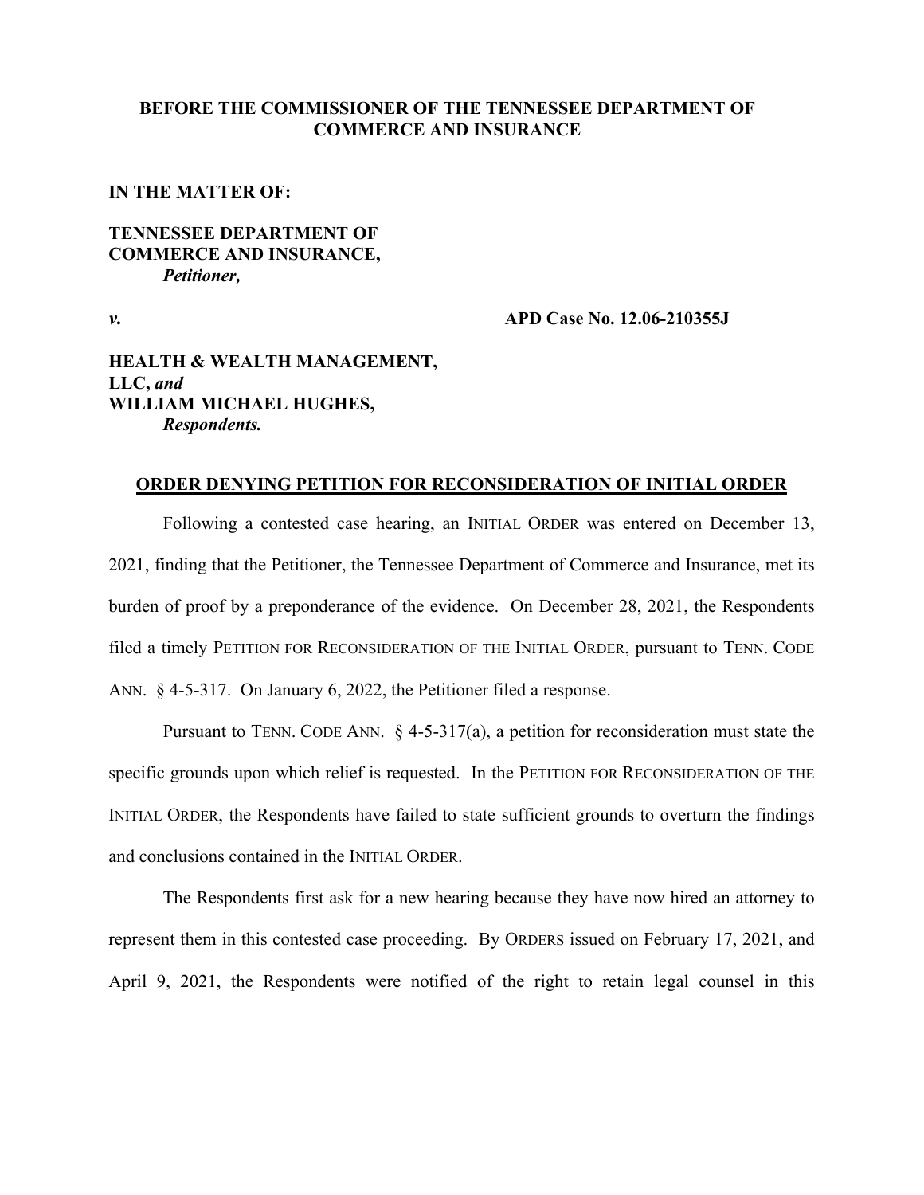**BEFORE THE COMMISSIONER OF THE TENNESSEE DEPARTMENT OF COMMERCE AND INSURANCE**

| | |
|---|---|
| **IN THE MATTER OF:** | |
| **TENNESSEE DEPARTMENT OF COMMERCE AND INSURANCE,** *Petitioner,* | |
| ***v.*** | **APD Case No. 12.06-210355J** |
| **HEALTH & WEALTH MANAGEMENT, LLC,** ***and*** **WILLIAM MICHAEL HUGHES,** ***Respondents.*** | |

**ORDER DENYING PETITION FOR RECONSIDERATION OF INITIAL ORDER**

Following a contested case hearing, an INITIAL ORDER was entered on December 13, 2021, finding that the Petitioner, the Tennessee Department of Commerce and Insurance, met its burden of proof by a preponderance of the evidence. On December 28, 2021, the Respondents filed a timely PETITION FOR RECONSIDERATION OF THE INITIAL ORDER, pursuant to TENN. CODE ANN. § 4-5-317. On January 6, 2022, the Petitioner filed a response.

Pursuant to TENN. CODE ANN. § 4-5-317(a), a petition for reconsideration must state the specific grounds upon which relief is requested. In the PETITION FOR RECONSIDERATION OF THE INITIAL ORDER, the Respondents have failed to state sufficient grounds to overturn the findings and conclusions contained in the INITIAL ORDER.

The Respondents first ask for a new hearing because they have now hired an attorney to represent them in this contested case proceeding. By ORDERS issued on February 17, 2021, and April 9, 2021, the Respondents were notified of the right to retain legal counsel in this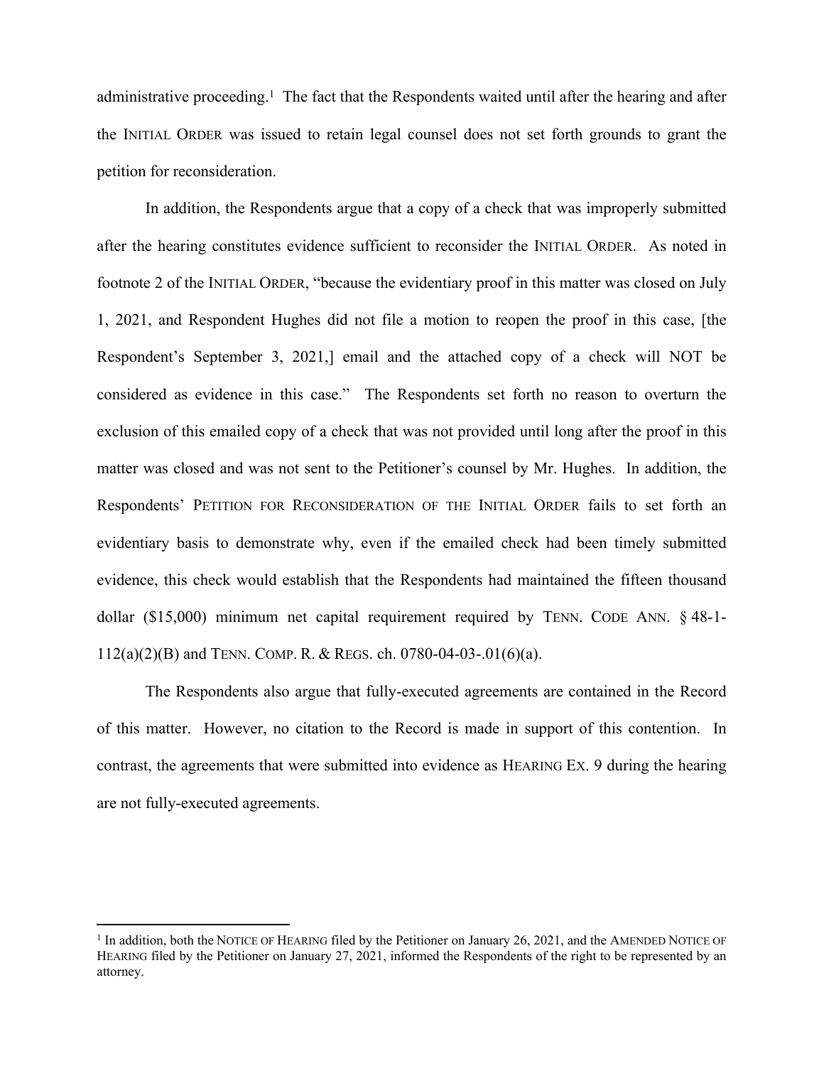administrative proceeding.[1] The fact that the Respondents waited until after the hearing and after the INITIAL ORDER was issued to retain legal counsel does not set forth grounds to grant the petition for reconsideration.

In addition, the Respondents argue that a copy of a check that was improperly submitted after the hearing constitutes evidence sufficient to reconsider the INITIAL ORDER. As noted in footnote 2 of the INITIAL ORDER, "because the evidentiary proof in this matter was closed on July 1, 2021, and Respondent Hughes did not file a motion to reopen the proof in this case, [the Respondent's September 3, 2021,] email and the attached copy of a check will NOT be considered as evidence in this case." The Respondents set forth no reason to overturn the exclusion of this emailed copy of a check that was not provided until long after the proof in this matter was closed and was not sent to the Petitioner's counsel by Mr. Hughes. In addition, the Respondents' PETITION FOR RECONSIDERATION OF THE INITIAL ORDER fails to set forth an evidentiary basis to demonstrate why, even if the emailed check had been timely submitted evidence, this check would establish that the Respondents had maintained the fifteen thousand dollar ($15,000) minimum net capital requirement required by TENN. CODE ANN. § 48-1-112(a)(2)(B) and TENN. COMP. R. & REGS. ch. 0780-04-03-.01(6)(a).

The Respondents also argue that fully-executed agreements are contained in the Record of this matter. However, no citation to the Record is made in support of this contention. In contrast, the agreements that were submitted into evidence as HEARING EX. 9 during the hearing are not fully-executed agreements.

---

[1] In addition, both the NOTICE OF HEARING filed by the Petitioner on January 26, 2021, and the AMENDED NOTICE OF HEARING filed by the Petitioner on January 27, 2021, informed the Respondents of the right to be represented by an attorney.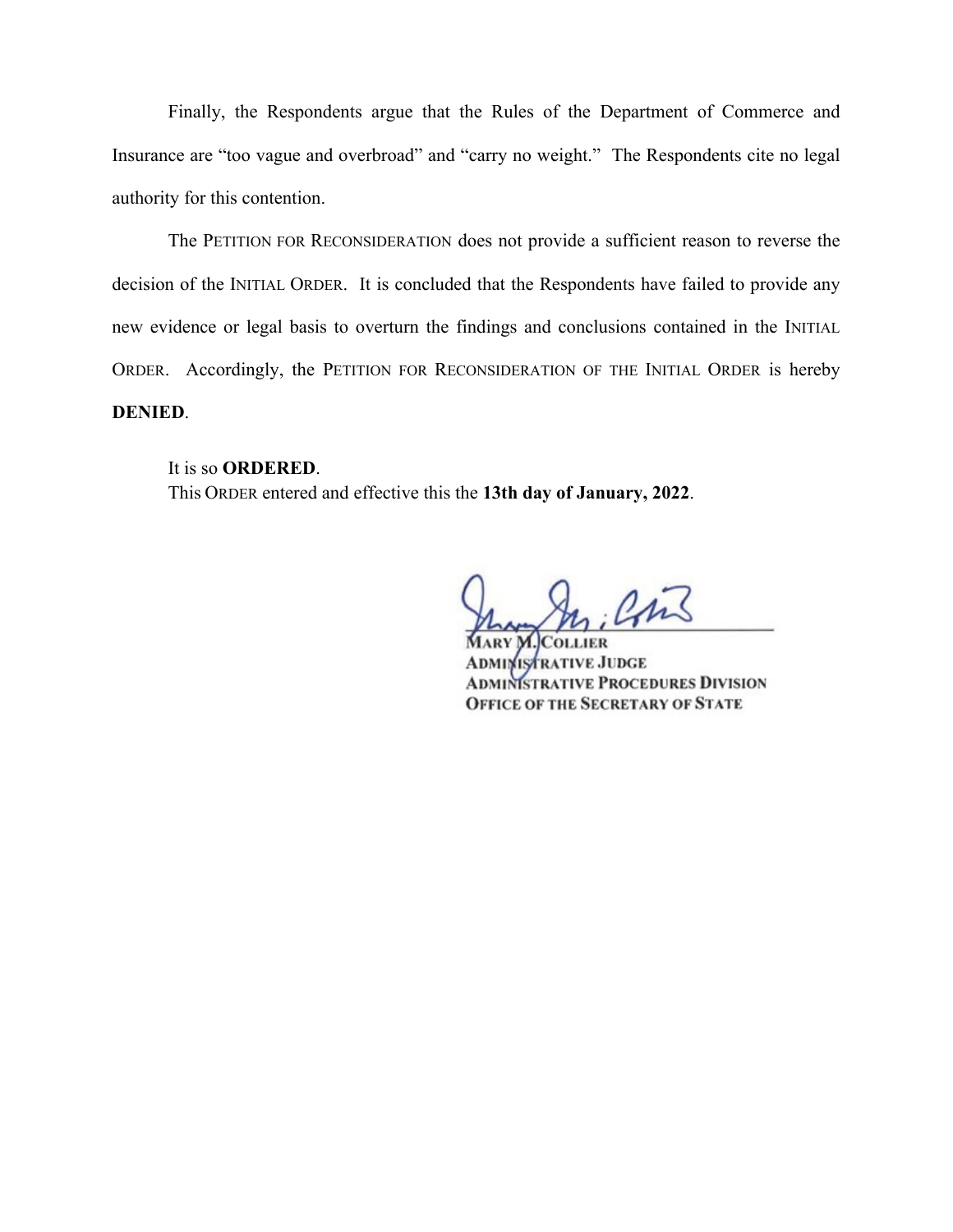Finally, the Respondents argue that the Rules of the Department of Commerce and Insurance are "too vague and overbroad" and "carry no weight." The Respondents cite no legal authority for this contention.

The PETITION FOR RECONSIDERATION does not provide a sufficient reason to reverse the decision of the INITIAL ORDER. It is concluded that the Respondents have failed to provide any new evidence or legal basis to overturn the findings and conclusions contained in the INITIAL ORDER. Accordingly, the PETITION FOR RECONSIDERATION OF THE INITIAL ORDER is hereby **DENIED**.

It is so **ORDERED**.

This ORDER entered and effective this the **13th day of January, 2022**.

MARY M. COLLIER
ADMINISTRATIVE JUDGE
ADMINISTRATIVE PROCEDURES DIVISION
OFFICE OF THE SECRETARY OF STATE